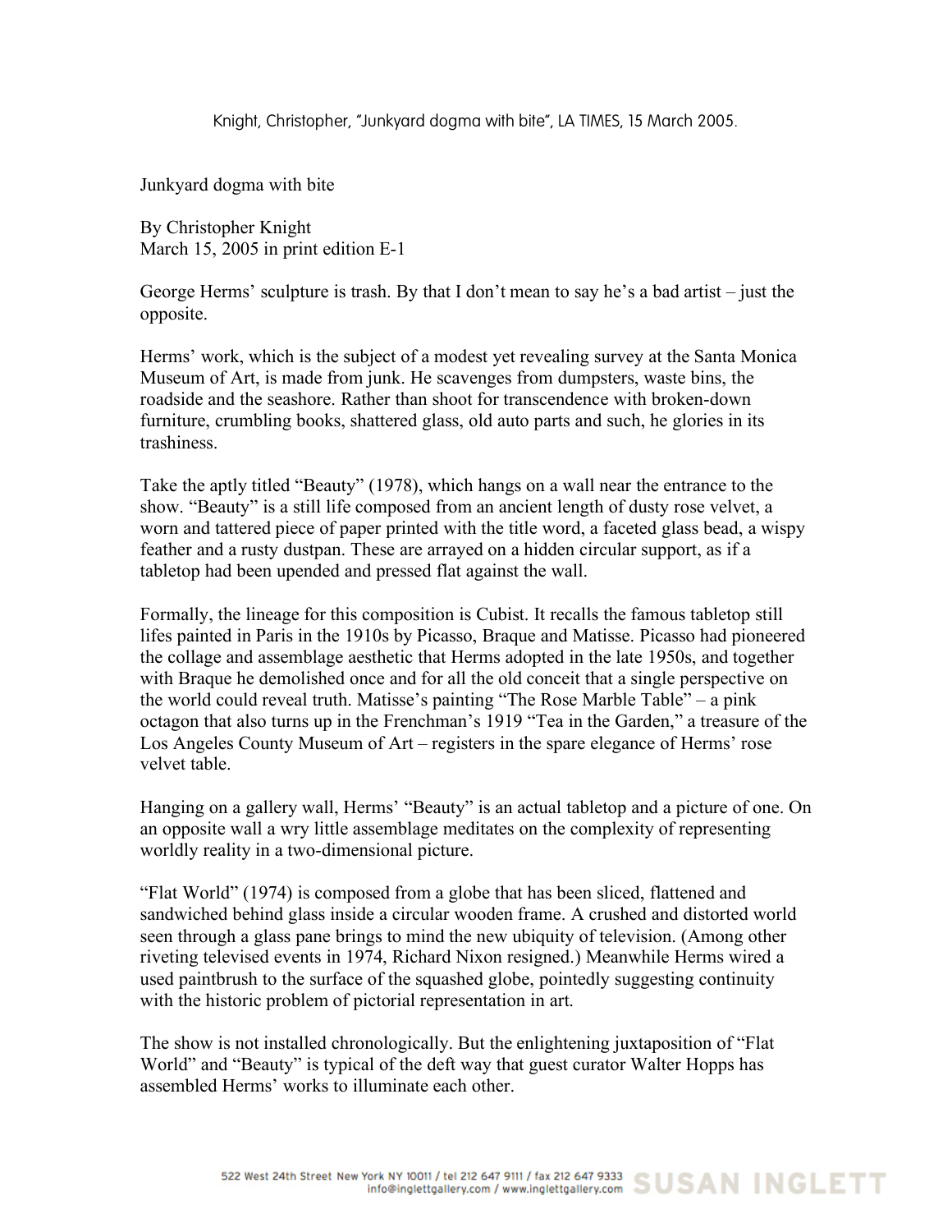Knight, Christopher, "Junkyard dogma with bite", LA TIMES, 15 March 2005.

# Junkyard dogma with bite

By Christopher Knight
March 15, 2005 in print edition E-1

George Herms' sculpture is trash. By that I don't mean to say he's a bad artist – just the opposite.

Herms' work, which is the subject of a modest yet revealing survey at the Santa Monica Museum of Art, is made from junk. He scavenges from dumpsters, waste bins, the roadside and the seashore. Rather than shoot for transcendence with broken-down furniture, crumbling books, shattered glass, old auto parts and such, he glories in its trashiness.

Take the aptly titled "Beauty" (1978), which hangs on a wall near the entrance to the show. "Beauty" is a still life composed from an ancient length of dusty rose velvet, a worn and tattered piece of paper printed with the title word, a faceted glass bead, a wispy feather and a rusty dustpan. These are arrayed on a hidden circular support, as if a tabletop had been upended and pressed flat against the wall.

Formally, the lineage for this composition is Cubist. It recalls the famous tabletop still lifes painted in Paris in the 1910s by Picasso, Braque and Matisse. Picasso had pioneered the collage and assemblage aesthetic that Herms adopted in the late 1950s, and together with Braque he demolished once and for all the old conceit that a single perspective on the world could reveal truth. Matisse's painting "The Rose Marble Table" – a pink octagon that also turns up in the Frenchman's 1919 "Tea in the Garden," a treasure of the Los Angeles County Museum of Art – registers in the spare elegance of Herms' rose velvet table.

Hanging on a gallery wall, Herms' "Beauty" is an actual tabletop and a picture of one. On an opposite wall a wry little assemblage meditates on the complexity of representing worldly reality in a two-dimensional picture.

"Flat World" (1974) is composed from a globe that has been sliced, flattened and sandwiched behind glass inside a circular wooden frame. A crushed and distorted world seen through a glass pane brings to mind the new ubiquity of television. (Among other riveting televised events in 1974, Richard Nixon resigned.) Meanwhile Herms wired a used paintbrush to the surface of the squashed globe, pointedly suggesting continuity with the historic problem of pictorial representation in art.

The show is not installed chronologically. But the enlightening juxtaposition of "Flat World" and "Beauty" is typical of the deft way that guest curator Walter Hopps has assembled Herms' works to illuminate each other.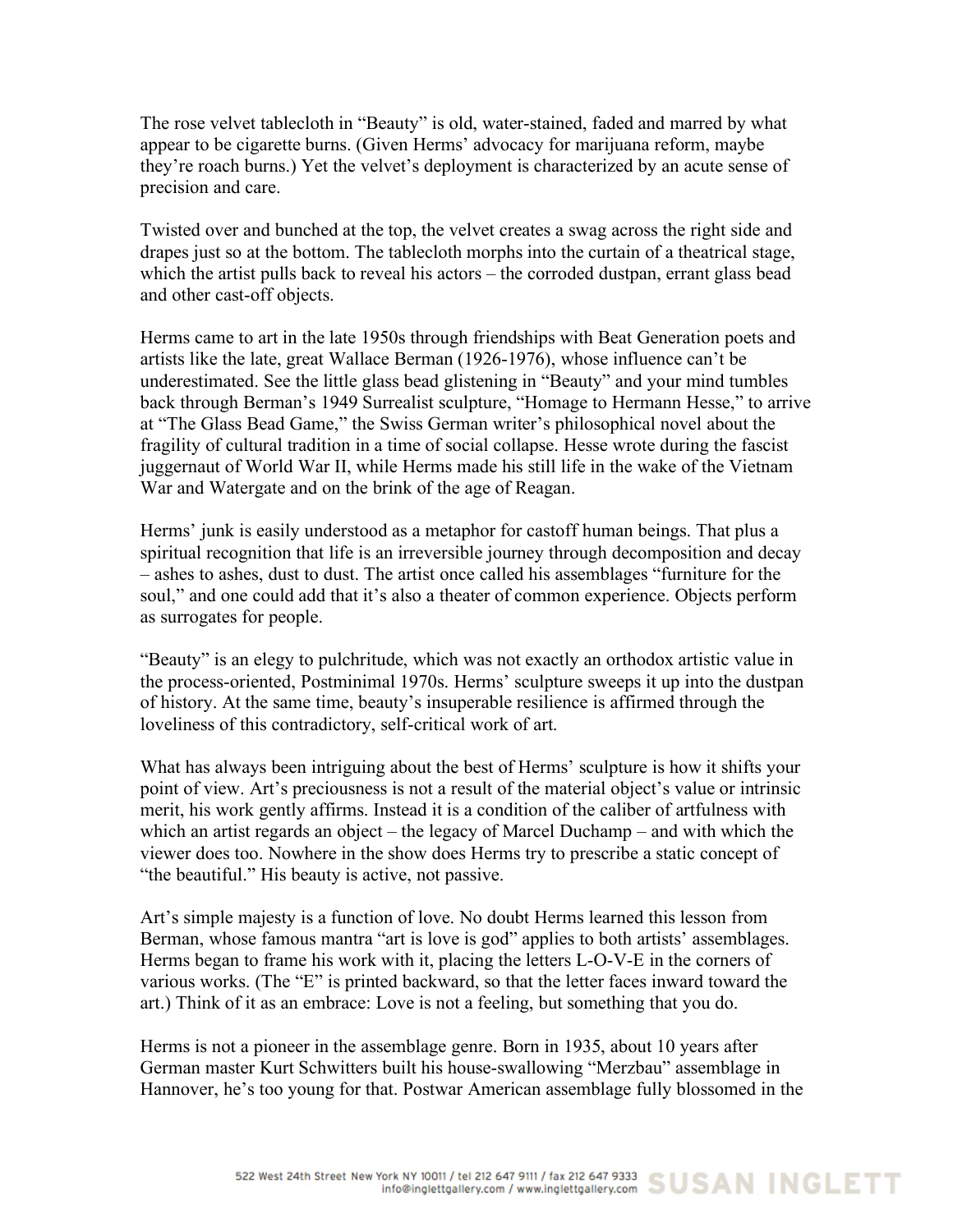The rose velvet tablecloth in "Beauty" is old, water-stained, faded and marred by what appear to be cigarette burns. (Given Herms' advocacy for marijuana reform, maybe they're roach burns.) Yet the velvet's deployment is characterized by an acute sense of precision and care.

Twisted over and bunched at the top, the velvet creates a swag across the right side and drapes just so at the bottom. The tablecloth morphs into the curtain of a theatrical stage, which the artist pulls back to reveal his actors – the corroded dustpan, errant glass bead and other cast-off objects.

Herms came to art in the late 1950s through friendships with Beat Generation poets and artists like the late, great Wallace Berman (1926-1976), whose influence can't be underestimated. See the little glass bead glistening in "Beauty" and your mind tumbles back through Berman's 1949 Surrealist sculpture, "Homage to Hermann Hesse," to arrive at "The Glass Bead Game," the Swiss German writer's philosophical novel about the fragility of cultural tradition in a time of social collapse. Hesse wrote during the fascist juggernaut of World War II, while Herms made his still life in the wake of the Vietnam War and Watergate and on the brink of the age of Reagan.

Herms' junk is easily understood as a metaphor for castoff human beings. That plus a spiritual recognition that life is an irreversible journey through decomposition and decay – ashes to ashes, dust to dust. The artist once called his assemblages "furniture for the soul," and one could add that it's also a theater of common experience. Objects perform as surrogates for people.

"Beauty" is an elegy to pulchritude, which was not exactly an orthodox artistic value in the process-oriented, Postminimal 1970s. Herms' sculpture sweeps it up into the dustpan of history. At the same time, beauty's insuperable resilience is affirmed through the loveliness of this contradictory, self-critical work of art.

What has always been intriguing about the best of Herms' sculpture is how it shifts your point of view. Art's preciousness is not a result of the material object's value or intrinsic merit, his work gently affirms. Instead it is a condition of the caliber of artfulness with which an artist regards an object – the legacy of Marcel Duchamp – and with which the viewer does too. Nowhere in the show does Herms try to prescribe a static concept of "the beautiful." His beauty is active, not passive.

Art's simple majesty is a function of love. No doubt Herms learned this lesson from Berman, whose famous mantra "art is love is god" applies to both artists' assemblages. Herms began to frame his work with it, placing the letters L-O-V-E in the corners of various works. (The "E" is printed backward, so that the letter faces inward toward the art.) Think of it as an embrace: Love is not a feeling, but something that you do.

Herms is not a pioneer in the assemblage genre. Born in 1935, about 10 years after German master Kurt Schwitters built his house-swallowing "Merzbau" assemblage in Hannover, he's too young for that. Postwar American assemblage fully blossomed in the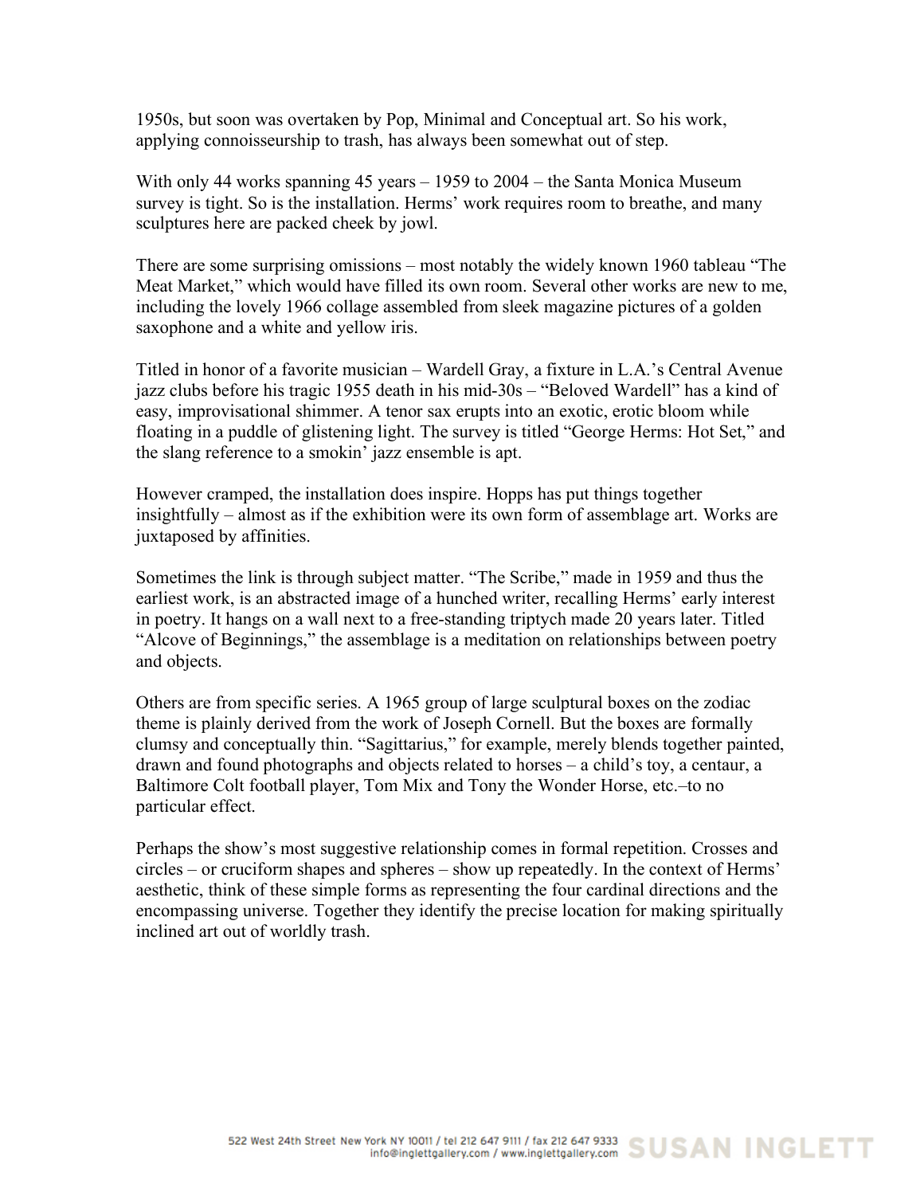1950s, but soon was overtaken by Pop, Minimal and Conceptual art. So his work, applying connoisseurship to trash, has always been somewhat out of step.

With only 44 works spanning 45 years – 1959 to 2004 – the Santa Monica Museum survey is tight. So is the installation. Herms' work requires room to breathe, and many sculptures here are packed cheek by jowl.

There are some surprising omissions – most notably the widely known 1960 tableau "The Meat Market," which would have filled its own room. Several other works are new to me, including the lovely 1966 collage assembled from sleek magazine pictures of a golden saxophone and a white and yellow iris.

Titled in honor of a favorite musician – Wardell Gray, a fixture in L.A.'s Central Avenue jazz clubs before his tragic 1955 death in his mid-30s – "Beloved Wardell" has a kind of easy, improvisational shimmer. A tenor sax erupts into an exotic, erotic bloom while floating in a puddle of glistening light. The survey is titled "George Herms: Hot Set," and the slang reference to a smokin' jazz ensemble is apt.

However cramped, the installation does inspire. Hopps has put things together insightfully – almost as if the exhibition were its own form of assemblage art. Works are juxtaposed by affinities.

Sometimes the link is through subject matter. "The Scribe," made in 1959 and thus the earliest work, is an abstracted image of a hunched writer, recalling Herms' early interest in poetry. It hangs on a wall next to a free-standing triptych made 20 years later. Titled "Alcove of Beginnings," the assemblage is a meditation on relationships between poetry and objects.

Others are from specific series. A 1965 group of large sculptural boxes on the zodiac theme is plainly derived from the work of Joseph Cornell. But the boxes are formally clumsy and conceptually thin. "Sagittarius," for example, merely blends together painted, drawn and found photographs and objects related to horses – a child's toy, a centaur, a Baltimore Colt football player, Tom Mix and Tony the Wonder Horse, etc.–to no particular effect.

Perhaps the show's most suggestive relationship comes in formal repetition. Crosses and circles – or cruciform shapes and spheres – show up repeatedly. In the context of Herms' aesthetic, think of these simple forms as representing the four cardinal directions and the encompassing universe. Together they identify the precise location for making spiritually inclined art out of worldly trash.